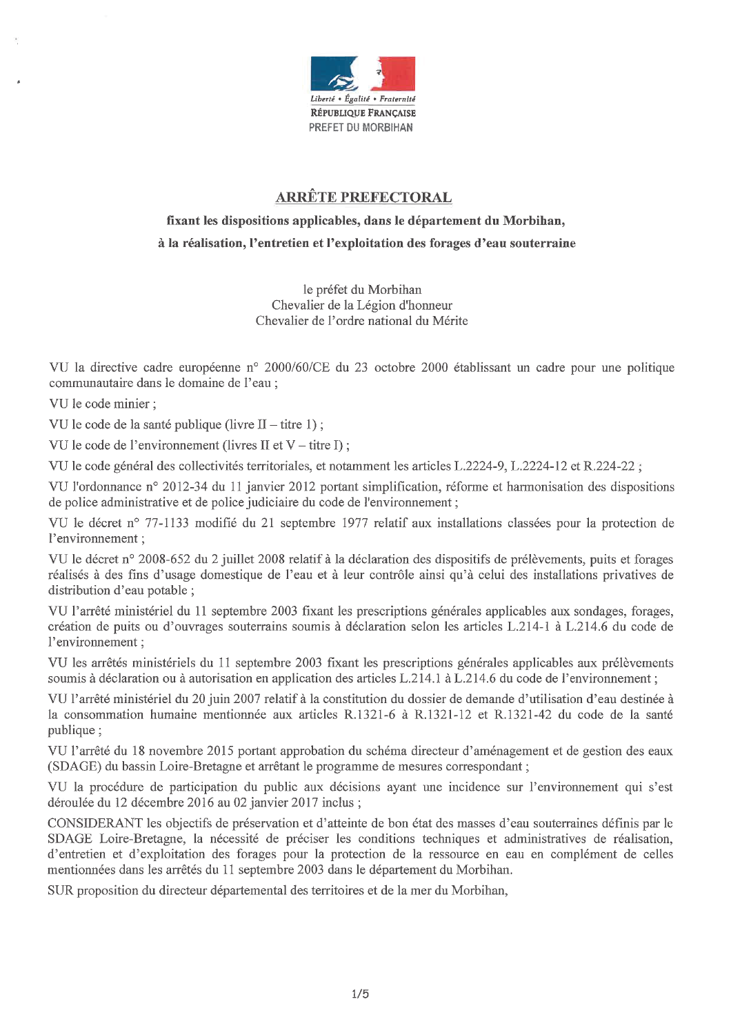Liberté • Égalité • Fraternité
RÉPUBLIQUE FRANÇAISE
PREFET DU MORBIHAN

# ARRÊTE PREFECTORAL

**fixant les dispositions applicables, dans le département du Morbihan, à la réalisation, l'entretien et l'exploitation des forages d'eau souterraine**

le préfet du Morbihan
Chevalier de la Légion d'honneur
Chevalier de l'ordre national du Mérite

VU la directive cadre européenne n° 2000/60/CE du 23 octobre 2000 établissant un cadre pour une politique communautaire dans le domaine de l'eau ;

VU le code minier ;

VU le code de la santé publique (livre II – titre 1) ;

VU le code de l'environnement (livres II et V – titre I) ;

VU le code général des collectivités territoriales, et notamment les articles L.2224-9, L.2224-12 et R.224-22 ;

VU l'ordonnance n° 2012-34 du 11 janvier 2012 portant simplification, réforme et harmonisation des dispositions de police administrative et de police judiciaire du code de l'environnement ;

VU le décret n° 77-1133 modifié du 21 septembre 1977 relatif aux installations classées pour la protection de l'environnement ;

VU le décret n° 2008-652 du 2 juillet 2008 relatif à la déclaration des dispositifs de prélèvements, puits et forages réalisés à des fins d'usage domestique de l'eau et à leur contrôle ainsi qu'à celui des installations privatives de distribution d'eau potable ;

VU l'arrêté ministériel du 11 septembre 2003 fixant les prescriptions générales applicables aux sondages, forages, création de puits ou d'ouvrages souterrains soumis à déclaration selon les articles L.214-1 à L.214.6 du code de l'environnement ;

VU les arrêtés ministériels du 11 septembre 2003 fixant les prescriptions générales applicables aux prélèvements soumis à déclaration ou à autorisation en application des articles L.214.1 à L.214.6 du code de l'environnement ;

VU l'arrêté ministériel du 20 juin 2007 relatif à la constitution du dossier de demande d'utilisation d'eau destinée à la consommation humaine mentionnée aux articles R.1321-6 à R.1321-12 et R.1321-42 du code de la santé publique ;

VU l'arrêté du 18 novembre 2015 portant approbation du schéma directeur d'aménagement et de gestion des eaux (SDAGE) du bassin Loire-Bretagne et arrêtant le programme de mesures correspondant ;

VU la procédure de participation du public aux décisions ayant une incidence sur l'environnement qui s'est déroulée du 12 décembre 2016 au 02 janvier 2017 inclus ;

CONSIDERANT les objectifs de préservation et d'atteinte de bon état des masses d'eau souterraines définis par le SDAGE Loire-Bretagne, la nécessité de préciser les conditions techniques et administratives de réalisation, d'entretien et d'exploitation des forages pour la protection de la ressource en eau en complément de celles mentionnées dans les arrêtés du 11 septembre 2003 dans le département du Morbihan.

SUR proposition du directeur départemental des territoires et de la mer du Morbihan,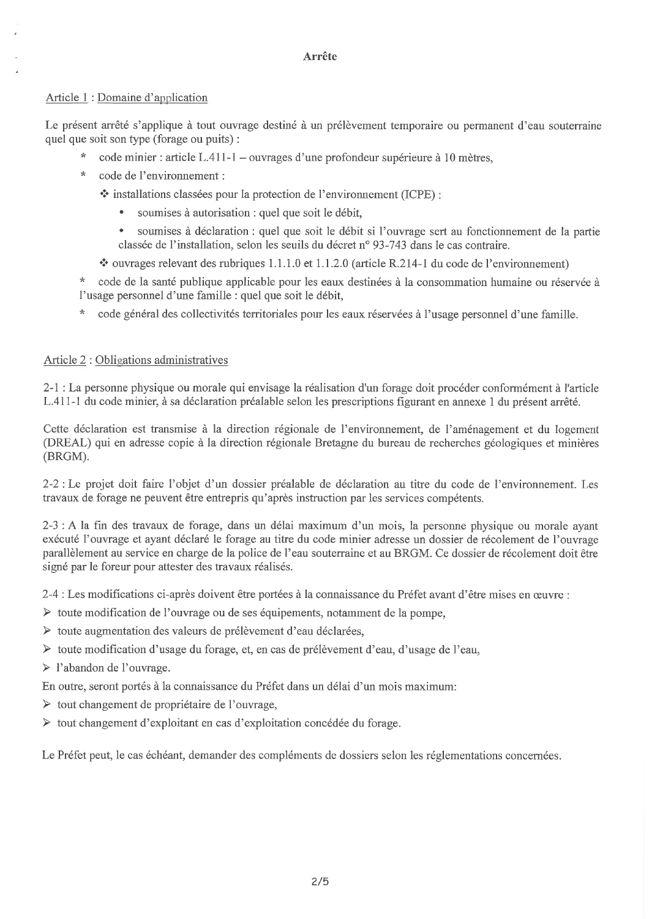# Arrête

Article 1 : Domaine d'application

Le présent arrêté s'applique à tout ouvrage destiné à un prélèvement temporaire ou permanent d'eau souterraine quel que soit son type (forage ou puits) :

- * code minier : article L.411-1 – ouvrages d'une profondeur supérieure à 10 mètres,
- * code de l'environnement :
  - ❖ installations classées pour la protection de l'environnement (ICPE) :
    - soumises à autorisation : quel que soit le débit,
    - soumises à déclaration : quel que soit le débit si l'ouvrage sert au fonctionnement de la partie classée de l'installation, selon les seuils du décret n° 93-743 dans le cas contraire.
  - ❖ ouvrages relevant des rubriques 1.1.1.0 et 1.1.2.0 (article R.214-1 du code de l'environnement)
- * code de la santé publique applicable pour les eaux destinées à la consommation humaine ou réservée à l'usage personnel d'une famille : quel que soit le débit,
- * code général des collectivités territoriales pour les eaux réservées à l'usage personnel d'une famille.

Article 2 : Obligations administratives

2-1 : La personne physique ou morale qui envisage la réalisation d'un forage doit procéder conformément à l'article L.411-1 du code minier, à sa déclaration préalable selon les prescriptions figurant en annexe 1 du présent arrêté.

Cette déclaration est transmise à la direction régionale de l'environnement, de l'aménagement et du logement (DREAL) qui en adresse copie à la direction régionale Bretagne du bureau de recherches géologiques et minières (BRGM).

2-2 : Le projet doit faire l'objet d'un dossier préalable de déclaration au titre du code de l'environnement. Les travaux de forage ne peuvent être entrepris qu'après instruction par les services compétents.

2-3 : A la fin des travaux de forage, dans un délai maximum d'un mois, la personne physique ou morale ayant exécuté l'ouvrage et ayant déclaré le forage au titre du code minier adresse un dossier de récolement de l'ouvrage parallèlement au service en charge de la police de l'eau souterraine et au BRGM. Ce dossier de récolement doit être signé par le foreur pour attester des travaux réalisés.

2-4 : Les modifications ci-après doivent être portées à la connaissance du Préfet avant d'être mises en œuvre :

- ➢ toute modification de l'ouvrage ou de ses équipements, notamment de la pompe,
- ➢ toute augmentation des valeurs de prélèvement d'eau déclarées,
- ➢ toute modification d'usage du forage, et, en cas de prélèvement d'eau, d'usage de l'eau,
- ➢ l'abandon de l'ouvrage.

En outre, seront portés à la connaissance du Préfet dans un délai d'un mois maximum:

- ➢ tout changement de propriétaire de l'ouvrage,
- ➢ tout changement d'exploitant en cas d'exploitation concédée du forage.

Le Préfet peut, le cas échéant, demander des compléments de dossiers selon les réglementations concernées.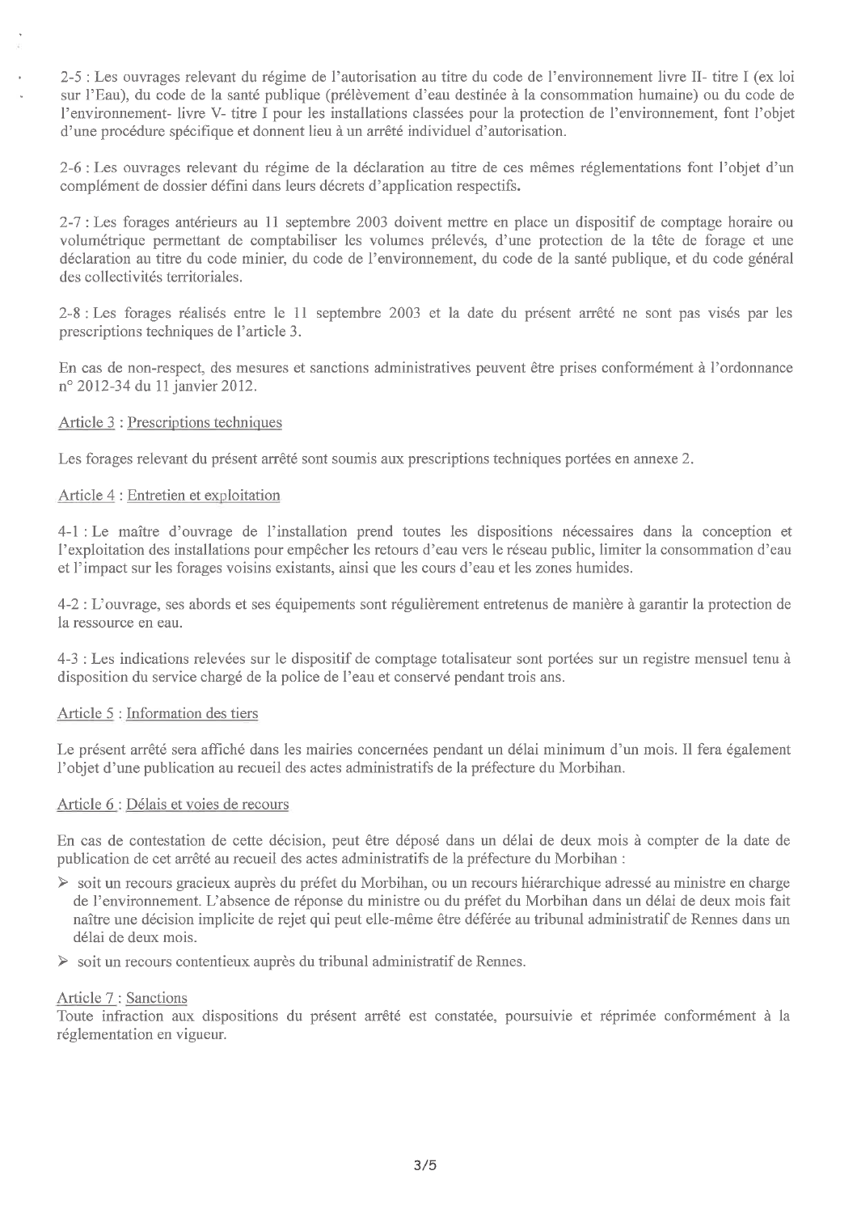2-5 : Les ouvrages relevant du régime de l'autorisation au titre du code de l'environnement livre II- titre I (ex loi sur l'Eau), du code de la santé publique (prélèvement d'eau destinée à la consommation humaine) ou du code de l'environnement- livre V- titre I pour les installations classées pour la protection de l'environnement, font l'objet d'une procédure spécifique et donnent lieu à un arrêté individuel d'autorisation.

2-6 : Les ouvrages relevant du régime de la déclaration au titre de ces mêmes réglementations font l'objet d'un complément de dossier défini dans leurs décrets d'application respectifs.

2-7 : Les forages antérieurs au 11 septembre 2003 doivent mettre en place un dispositif de comptage horaire ou volumétrique permettant de comptabiliser les volumes prélevés, d'une protection de la tête de forage et une déclaration au titre du code minier, du code de l'environnement, du code de la santé publique, et du code général des collectivités territoriales.

2-8 : Les forages réalisés entre le 11 septembre 2003 et la date du présent arrêté ne sont pas visés par les prescriptions techniques de l'article 3.

En cas de non-respect, des mesures et sanctions administratives peuvent être prises conformément à l'ordonnance n° 2012-34 du 11 janvier 2012.

Article 3 : Prescriptions techniques

Les forages relevant du présent arrêté sont soumis aux prescriptions techniques portées en annexe 2.

Article 4 : Entretien et exploitation

4-1 : Le maître d'ouvrage de l'installation prend toutes les dispositions nécessaires dans la conception et l'exploitation des installations pour empêcher les retours d'eau vers le réseau public, limiter la consommation d'eau et l'impact sur les forages voisins existants, ainsi que les cours d'eau et les zones humides.

4-2 : L'ouvrage, ses abords et ses équipements sont régulièrement entretenus de manière à garantir la protection de la ressource en eau.

4-3 : Les indications relevées sur le dispositif de comptage totalisateur sont portées sur un registre mensuel tenu à disposition du service chargé de la police de l'eau et conservé pendant trois ans.

Article 5 : Information des tiers

Le présent arrêté sera affiché dans les mairies concernées pendant un délai minimum d'un mois. Il fera également l'objet d'une publication au recueil des actes administratifs de la préfecture du Morbihan.

Article 6 : Délais et voies de recours

En cas de contestation de cette décision, peut être déposé dans un délai de deux mois à compter de la date de publication de cet arrêté au recueil des actes administratifs de la préfecture du Morbihan :

- soit un recours gracieux auprès du préfet du Morbihan, ou un recours hiérarchique adressé au ministre en charge de l'environnement. L'absence de réponse du ministre ou du préfet du Morbihan dans un délai de deux mois fait naître une décision implicite de rejet qui peut elle-même être déférée au tribunal administratif de Rennes dans un délai de deux mois.
- soit un recours contentieux auprès du tribunal administratif de Rennes.

Article 7 : Sanctions

Toute infraction aux dispositions du présent arrêté est constatée, poursuivie et réprimée conformément à la réglementation en vigueur.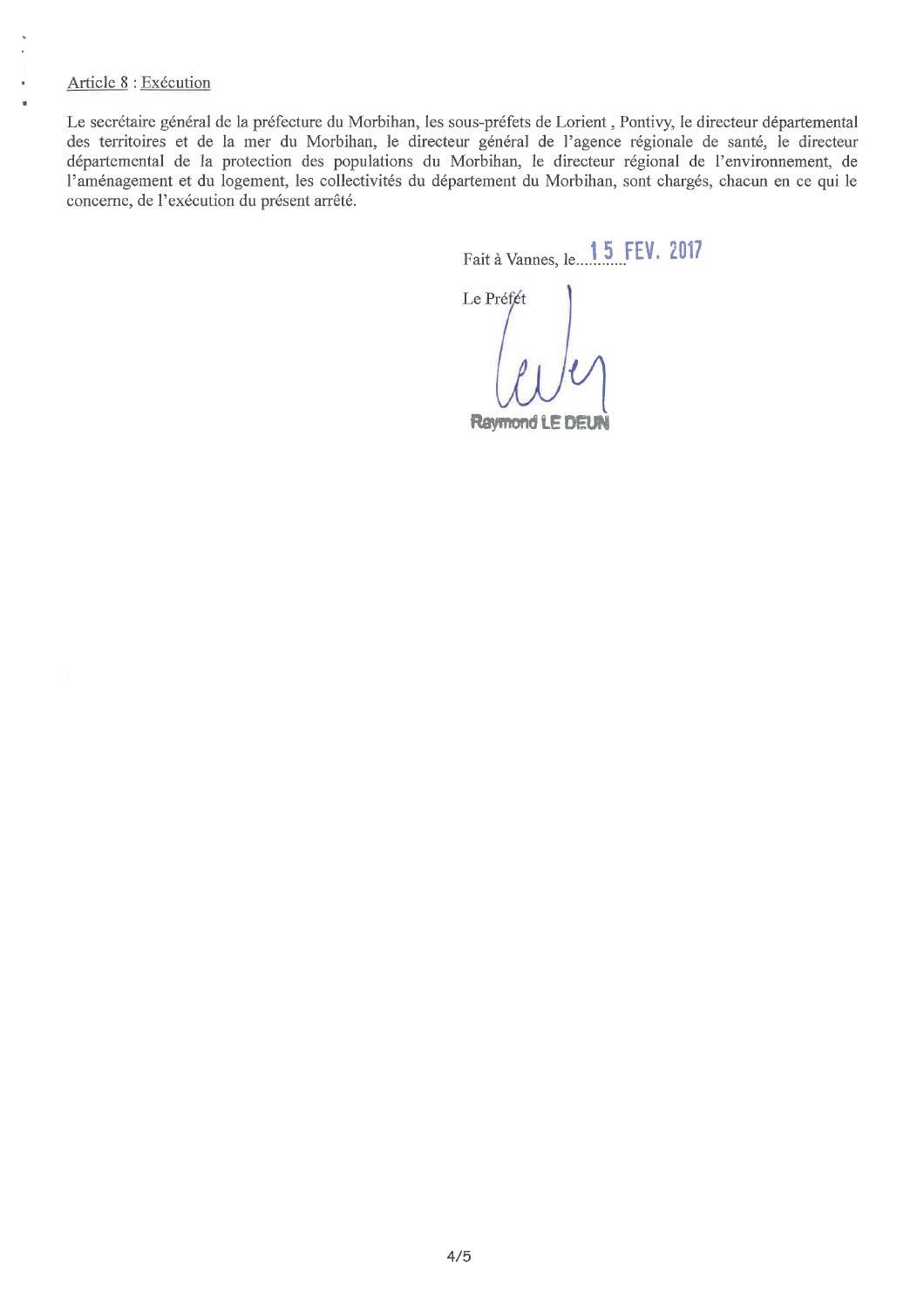Article 8 : Exécution

Le secrétaire général de la préfecture du Morbihan, les sous-préfets de Lorient , Pontivy, le directeur départemental des territoires et de la mer du Morbihan, le directeur général de l'agence régionale de santé, le directeur départemental de la protection des populations du Morbihan, le directeur régional de l'environnement, de l'aménagement et du logement, les collectivités du département du Morbihan, sont chargés, chacun en ce qui le concerne, de l'exécution du présent arrêté.

Fait à Vannes, le 15 FEV. 2017

Le Préfet

Raymond LE DEUN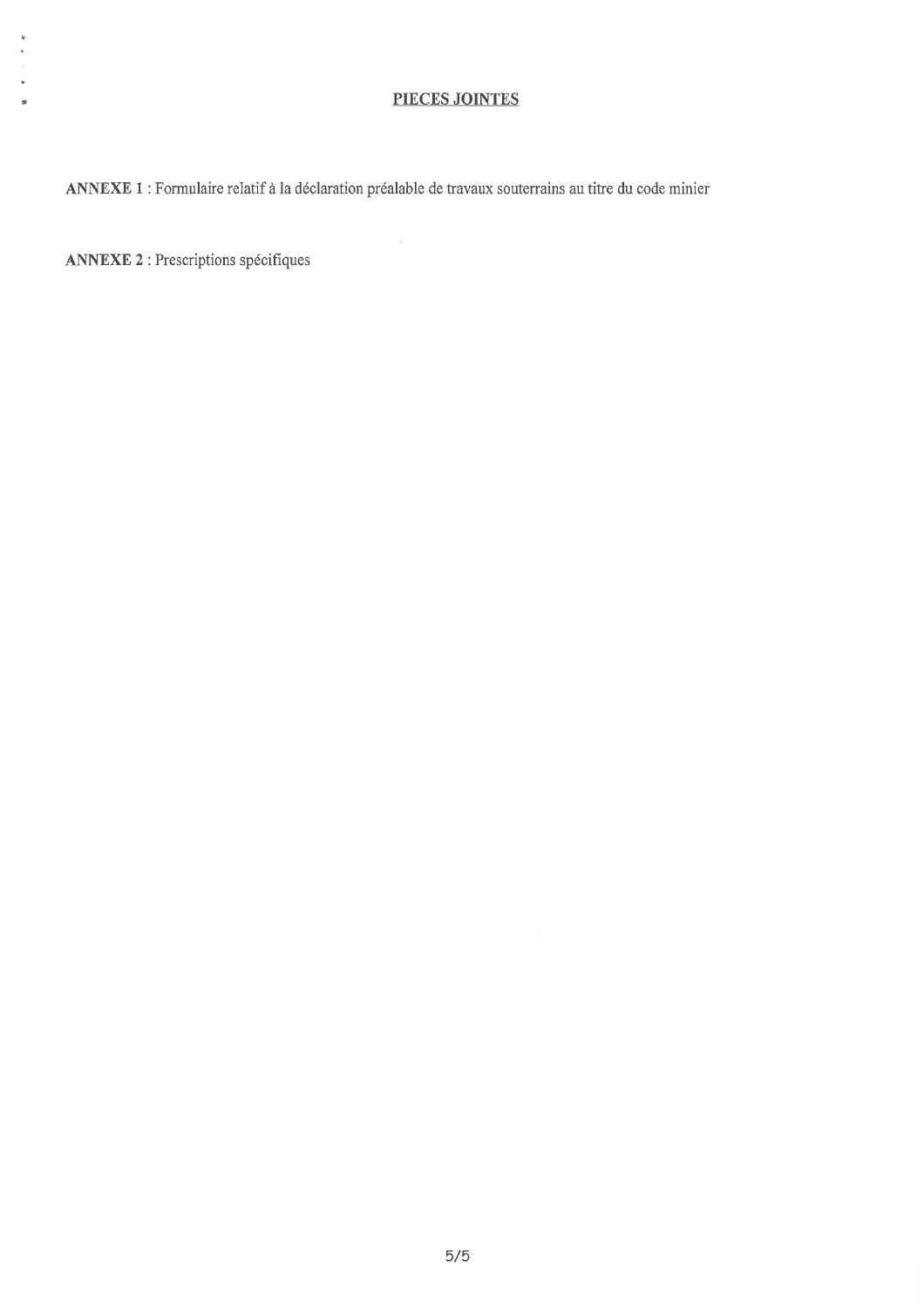## PIECES JOINTES

**ANNEXE 1** : Formulaire relatif à la déclaration préalable de travaux souterrains au titre du code minier

**ANNEXE 2** : Prescriptions spécifiques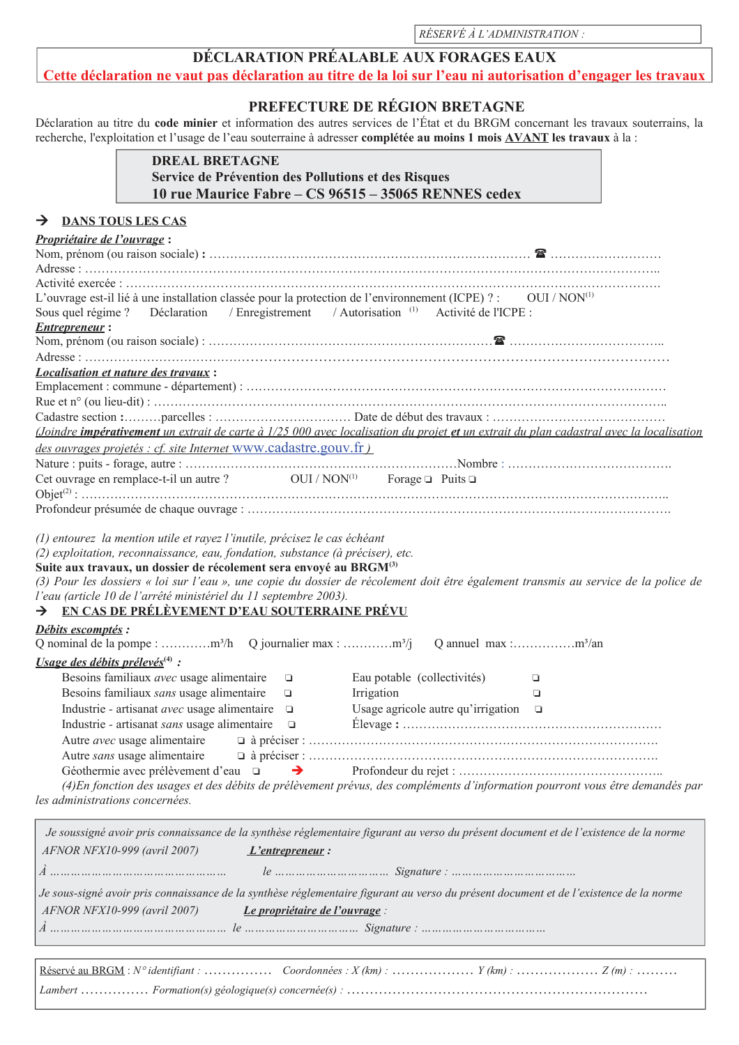RÉSERVÉ À L'ADMINISTRATION :

# DÉCLARATION PRÉALABLE AUX FORAGES EAUX

**Cette déclaration ne vaut pas déclaration au titre de la loi sur l'eau ni autorisation d'engager les travaux**

## PREFECTURE DE RÉGION BRETAGNE

Déclaration au titre du **code minier** et information des autres services de l'État et du BRGM concernant les travaux souterrains, la recherche, l'exploitation et l'usage de l'eau souterraine à adresser **complétée au moins 1 mois AVANT les travaux** à la :

**DREAL BRETAGNE**
**Service de Prévention des Pollutions et des Risques**
**10 rue Maurice Fabre – CS 96515 – 35065 RENNES cedex**

### → DANS TOUS LES CAS

***Propriétaire de l'ouvrage*** :

Nom, prénom (ou raison sociale) **:** ………………………………………………………………… ☎ ………………………

Adresse : ……………………………………………………………………………………………………………………..

Activité exercée : ………………………………………………………………………………………………………………

L'ouvrage est-il lié à une installation classée pour la protection de l'environnement (ICPE) ? : OUI / NON[1]

Sous quel régime ? Déclaration / Enregistrement / Autorisation [1] Activité de l'ICPE :

***Entrepreneur*** :

Nom, prénom (ou raison sociale) : ……………………………………………………………☎ ………………………………..

Adresse : …………………………………………………………………………………………………………………………

***Localisation et nature des travaux*** :

Emplacement : commune - département) : ……………………………………………………………………………………

Rue et n° (ou lieu-dit) : …………………………………………………………………………………………………………..

Cadastre section **:**………parcelles : …………………………… Date de début des travaux : ……………………………………

*(Joindre **impérativement** un extrait de carte à 1/25 000 avec localisation du projet **et** un extrait du plan cadastral avec la localisation des ouvrages projetés : cf. site Internet www.cadastre.gouv.fr )*

Nature : puits - forage, autre : ………………………………………………………Nombre : …………………………………….

Cet ouvrage en remplace-t-il un autre ? OUI / NON[1] Forage ❑ Puits ❑

Objet[2] : ……………………………………………………………………………………………………………………..

Profondeur présumée de chaque ouvrage : …………………………………………………………………………………….

*(1) entourez la mention utile et rayez l'inutile, précisez le cas échéant*
*(2) exploitation, reconnaissance, eau, fondation, substance (à préciser), etc.*

**Suite aux travaux, un dossier de récolement sera envoyé au BRGM[3]**

*(3) Pour les dossiers « loi sur l'eau », une copie du dossier de récolement doit être également transmis au service de la police de l'eau (article 10 de l'arrêté ministériel du 11 septembre 2003).*

### → EN CAS DE PRÉLÈVEMENT D'EAU SOUTERRAINE PRÉVU

***Débits escomptés :***

Q nominal de la pompe : …………m³/h Q journalier max : …………m³/j Q annuel max :……………m³/an

***Usage des débits prélevés[4] :***

- Besoins familiaux *avec* usage alimentaire ❑
- Besoins familiaux *sans* usage alimentaire ❑
- Industrie - artisanat *avec* usage alimentaire ❑
- Industrie - artisanat *sans* usage alimentaire ❑
- Eau potable (collectivités) ❑
- Irrigation ❑
- Usage agricole autre qu'irrigation ❑
- Élevage **:** ……………………………………………………
- Autre *avec* usage alimentaire ❑ à préciser : ……………………………………………………………………
- Autre *sans* usage alimentaire ❑ à préciser : ……………………………………………………………………
- Géothermie avec prélèvement d'eau ❑ → Profondeur du rejet : ……………………………………………..

*(4)En fonction des usages et des débits de prélèvement prévus, des compléments d'information pourront vous être demandés par les administrations concernées.*

*Je soussigné avoir pris connaissance de la synthèse réglementaire figurant au verso du présent document et de l'existence de la norme AFNOR NFX10-999 (avril 2007)* ***L'entrepreneur :***

*À …………………………………………… le …………………………… Signature : ………………………………*

*Je sous-signé avoir pris connaissance de la synthèse réglementaire figurant au verso du présent document et de l'existence de la norme AFNOR NFX10-999 (avril 2007)* ***Le propriétaire de l'ouvrage*** *:*

*À …………………………………………… le …………………………… Signature : ………………………………*

Réservé au BRGM : *N° identifiant : …………… Coordonnées : X (km) : ……………… Y (km) : ……………… Z (m) : ……… Lambert …………… Formation(s) géologique(s) concernée(s) : …………………………………………………………*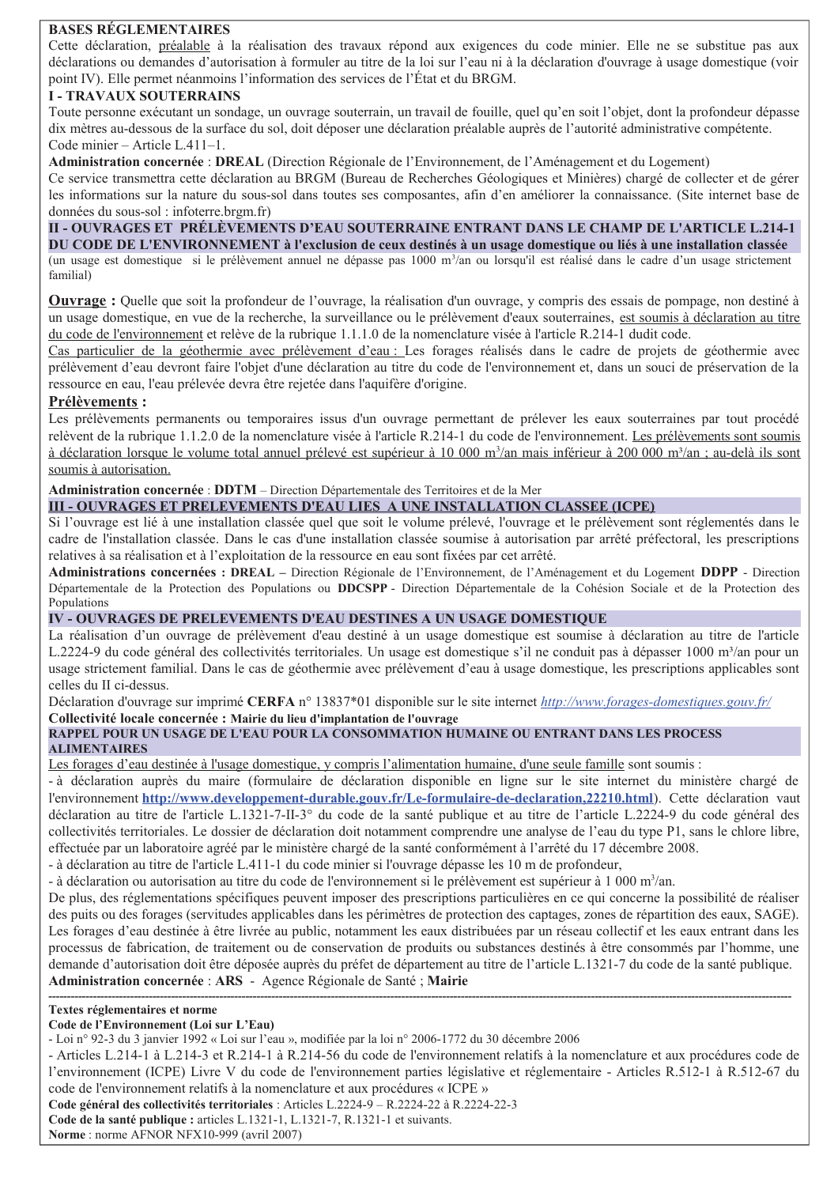**BASES RÉGLEMENTAIRES**

Cette déclaration, préalable à la réalisation des travaux répond aux exigences du code minier. Elle ne se substitue pas aux déclarations ou demandes d'autorisation à formuler au titre de la loi sur l'eau ni à la déclaration d'ouvrage à usage domestique (voir point IV). Elle permet néanmoins l'information des services de l'État et du BRGM.

**I - TRAVAUX SOUTERRAINS**

Toute personne exécutant un sondage, un ouvrage souterrain, un travail de fouille, quel qu'en soit l'objet, dont la profondeur dépasse dix mètres au-dessous de la surface du sol, doit déposer une déclaration préalable auprès de l'autorité administrative compétente. Code minier – Article L.411–1.

**Administration concernée** : **DREAL** (Direction Régionale de l'Environnement, de l'Aménagement et du Logement)

Ce service transmettra cette déclaration au BRGM (Bureau de Recherches Géologiques et Minières) chargé de collecter et de gérer les informations sur la nature du sous-sol dans toutes ses composantes, afin d'en améliorer la connaissance. (Site internet base de données du sous-sol : infoterre.brgm.fr)

**II - OUVRAGES ET PRÉLÈVEMENTS D'EAU SOUTERRAINE ENTRANT DANS LE CHAMP DE L'ARTICLE L.214-1 DU CODE DE L'ENVIRONNEMENT à l'exclusion de ceux destinés à un usage domestique ou liés à une installation classée**

(un usage est domestique si le prélèvement annuel ne dépasse pas 1000 m³/an ou lorsqu'il est réalisé dans le cadre d'un usage strictement familial)

**Ouvrage :** Quelle que soit la profondeur de l'ouvrage, la réalisation d'un ouvrage, y compris des essais de pompage, non destiné à un usage domestique, en vue de la recherche, la surveillance ou le prélèvement d'eaux souterraines, est soumis à déclaration au titre du code de l'environnement et relève de la rubrique 1.1.1.0 de la nomenclature visée à l'article R.214-1 dudit code.

Cas particulier de la géothermie avec prélèvement d'eau : Les forages réalisés dans le cadre de projets de géothermie avec prélèvement d'eau devront faire l'objet d'une déclaration au titre du code de l'environnement et, dans un souci de préservation de la ressource en eau, l'eau prélevée devra être rejetée dans l'aquifère d'origine.

**Prélèvements :**

Les prélèvements permanents ou temporaires issus d'un ouvrage permettant de prélever les eaux souterraines par tout procédé relèvent de la rubrique 1.1.2.0 de la nomenclature visée à l'article R.214-1 du code de l'environnement. Les prélèvements sont soumis à déclaration lorsque le volume total annuel prélevé est supérieur à 10 000 m³/an mais inférieur à 200 000 m³/an ; au-delà ils sont soumis à autorisation.

**Administration concernée** : **DDTM** – Direction Départementale des Territoires et de la Mer

**III - OUVRAGES ET PRELEVEMENTS D'EAU LIES A UNE INSTALLATION CLASSEE (ICPE)**

Si l'ouvrage est lié à une installation classée quel que soit le volume prélevé, l'ouvrage et le prélèvement sont réglementés dans le cadre de l'installation classée. Dans le cas d'une installation classée soumise à autorisation par arrêté préfectoral, les prescriptions relatives à sa réalisation et à l'exploitation de la ressource en eau sont fixées par cet arrêté.

**Administrations concernées : DREAL –** Direction Régionale de l'Environnement, de l'Aménagement et du Logement **DDPP** - Direction Départementale de la Protection des Populations ou **DDCSPP** - Direction Départementale de la Cohésion Sociale et de la Protection des Populations

**IV - OUVRAGES DE PRELEVEMENTS D'EAU DESTINES A UN USAGE DOMESTIQUE**

La réalisation d'un ouvrage de prélèvement d'eau destiné à un usage domestique est soumise à déclaration au titre de l'article L.2224-9 du code général des collectivités territoriales. Un usage est domestique s'il ne conduit pas à dépasser 1000 m³/an pour un usage strictement familial. Dans le cas de géothermie avec prélèvement d'eau à usage domestique, les prescriptions applicables sont celles du II ci-dessus.

Déclaration d'ouvrage sur imprimé **CERFA** n° 13837*01 disponible sur le site internet *http://www.forages-domestiques.gouv.fr/*

**Collectivité locale concernée : Mairie du lieu d'implantation de l'ouvrage**

**RAPPEL POUR UN USAGE DE L'EAU POUR LA CONSOMMATION HUMAINE OU ENTRANT DANS LES PROCESS ALIMENTAIRES**

Les forages d'eau destinée à l'usage domestique, y compris l'alimentation humaine, d'une seule famille sont soumis :

- à déclaration auprès du maire (formulaire de déclaration disponible en ligne sur le site internet du ministère chargé de l'environnement **http://www.developpement-durable.gouv.fr/Le-formulaire-de-declaration,22210.html**). Cette déclaration vaut déclaration au titre de l'article L.1321-7-II-3° du code de la santé publique et au titre de l'article L.2224-9 du code général des collectivités territoriales. Le dossier de déclaration doit notamment comprendre une analyse de l'eau du type P1, sans le chlore libre, effectuée par un laboratoire agréé par le ministère chargé de la santé conformément à l'arrêté du 17 décembre 2008.
- à déclaration au titre de l'article L.411-1 du code minier si l'ouvrage dépasse les 10 m de profondeur,
- à déclaration ou autorisation au titre du code de l'environnement si le prélèvement est supérieur à 1 000 m³/an.

De plus, des réglementations spécifiques peuvent imposer des prescriptions particulières en ce qui concerne la possibilité de réaliser des puits ou des forages (servitudes applicables dans les périmètres de protection des captages, zones de répartition des eaux, SAGE).

Les forages d'eau destinée à être livrée au public, notamment les eaux distribuées par un réseau collectif et les eaux entrant dans les processus de fabrication, de traitement ou de conservation de produits ou substances destinés à être consommés par l'homme, une demande d'autorisation doit être déposée auprès du préfet de département au titre de l'article L.1321-7 du code de la santé publique.

**Administration concernée** : **ARS** - Agence Régionale de Santé ; **Mairie**

---

**Textes réglementaires et norme**

**Code de l'Environnement (Loi sur L'Eau)**

- Loi n° 92-3 du 3 janvier 1992 « Loi sur l'eau », modifiée par la loi n° 2006-1772 du 30 décembre 2006
- Articles L.214-1 à L.214-3 et R.214-1 à R.214-56 du code de l'environnement relatifs à la nomenclature et aux procédures code de l'environnement (ICPE) Livre V du code de l'environnement parties législative et réglementaire - Articles R.512-1 à R.512-67 du code de l'environnement relatifs à la nomenclature et aux procédures « ICPE »

**Code général des collectivités territoriales** : Articles L.2224-9 – R.2224-22 à R.2224-22-3

**Code de la santé publique :** articles L.1321-1, L.1321-7, R.1321-1 et suivants.

**Norme** : norme AFNOR NFX10-999 (avril 2007)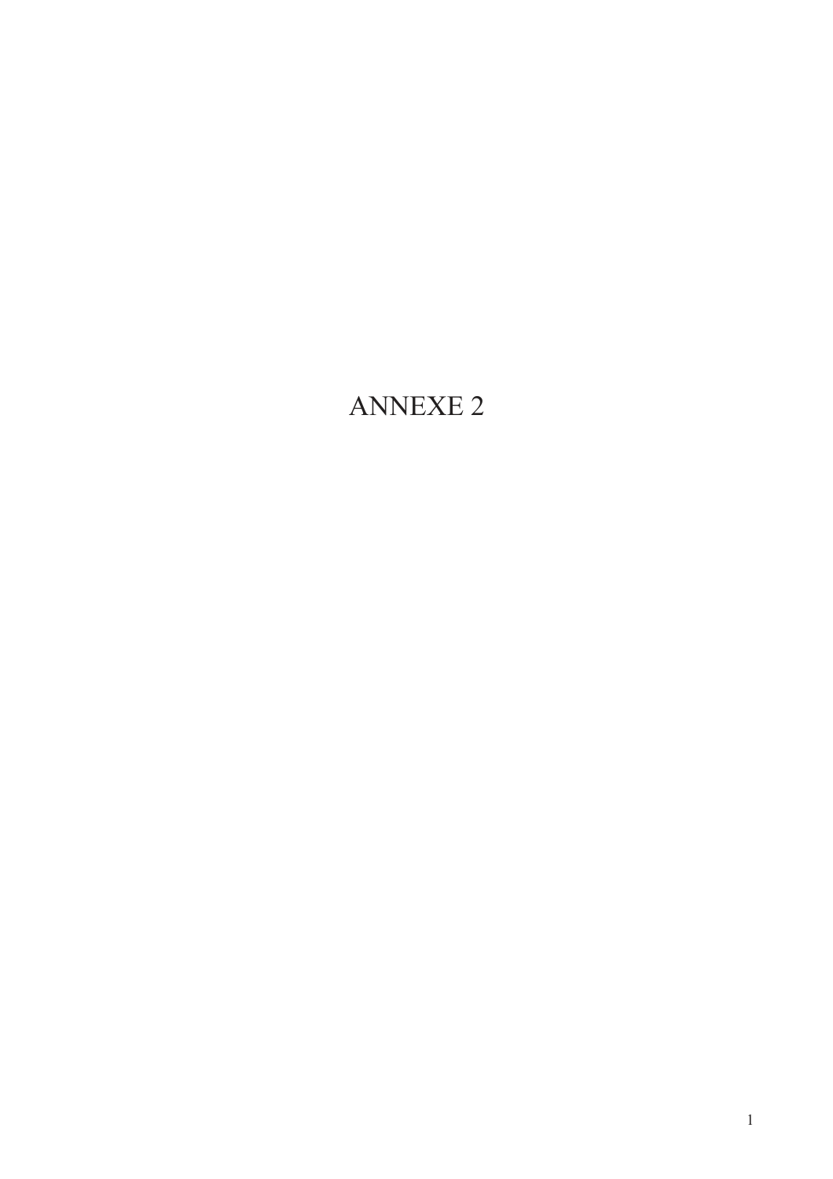# ANNEXE 2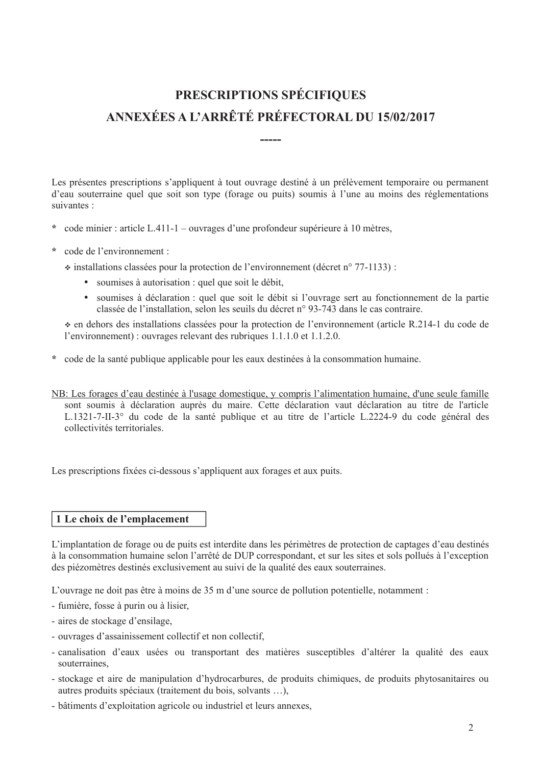# PRESCRIPTIONS SPÉCIFIQUES ANNEXÉES A L'ARRÊTÉ PRÉFECTORAL DU 15/02/2017

-----

Les présentes prescriptions s'appliquent à tout ouvrage destiné à un prélèvement temporaire ou permanent d'eau souterraine quel que soit son type (forage ou puits) soumis à l'une au moins des réglementations suivantes :

* code minier : article L.411-1 – ouvrages d'une profondeur supérieure à 10 mètres,

* code de l'environnement :
  - installations classées pour la protection de l'environnement (décret n° 77-1133) :
    - soumises à autorisation : quel que soit le débit,
    - soumises à déclaration : quel que soit le débit si l'ouvrage sert au fonctionnement de la partie classée de l'installation, selon les seuils du décret n° 93-743 dans le cas contraire.
  - en dehors des installations classées pour la protection de l'environnement (article R.214-1 du code de l'environnement) : ouvrages relevant des rubriques 1.1.1.0 et 1.1.2.0.

* code de la santé publique applicable pour les eaux destinées à la consommation humaine.

NB: Les forages d'eau destinée à l'usage domestique, y compris l'alimentation humaine, d'une seule famille sont soumis à déclaration auprès du maire. Cette déclaration vaut déclaration au titre de l'article L.1321-7-II-3° du code de la santé publique et au titre de l'article L.2224-9 du code général des collectivités territoriales.

Les prescriptions fixées ci-dessous s'appliquent aux forages et aux puits.

## 1 Le choix de l'emplacement

L'implantation de forage ou de puits est interdite dans les périmètres de protection de captages d'eau destinés à la consommation humaine selon l'arrêté de DUP correspondant, et sur les sites et sols pollués à l'exception des piézomètres destinés exclusivement au suivi de la qualité des eaux souterraines.

L'ouvrage ne doit pas être à moins de 35 m d'une source de pollution potentielle, notamment :

- fumière, fosse à purin ou à lisier,
- aires de stockage d'ensilage,
- ouvrages d'assainissement collectif et non collectif,
- canalisation d'eaux usées ou transportant des matières susceptibles d'altérer la qualité des eaux souterraines,
- stockage et aire de manipulation d'hydrocarbures, de produits chimiques, de produits phytosanitaires ou autres produits spéciaux (traitement du bois, solvants …),
- bâtiments d'exploitation agricole ou industriel et leurs annexes,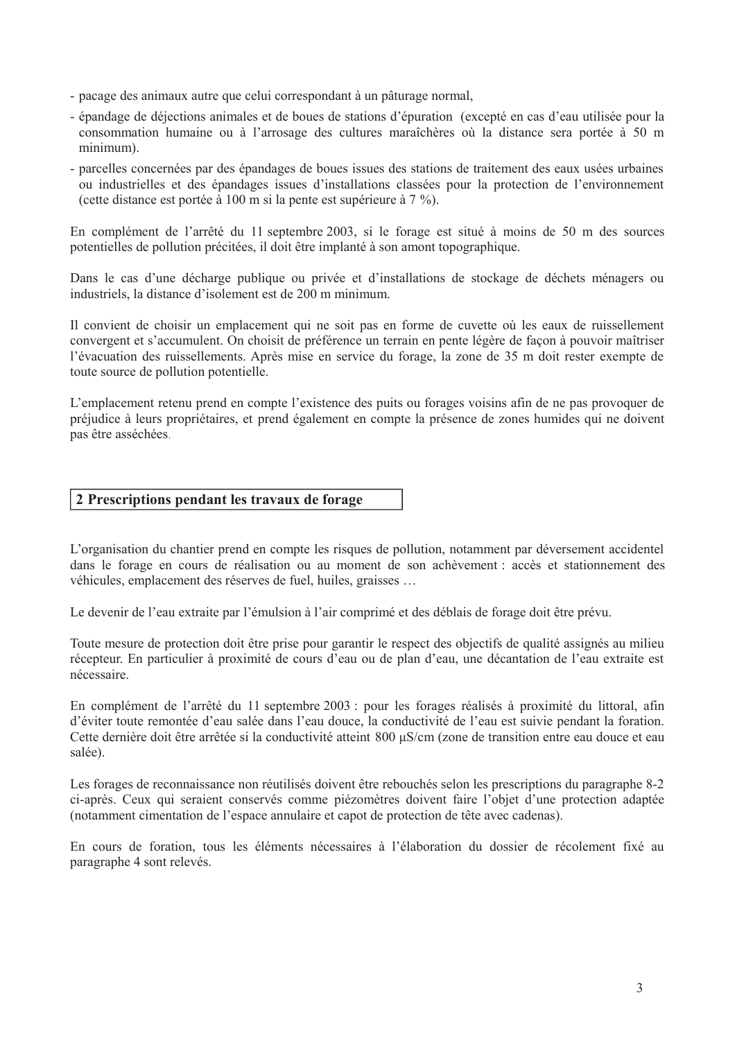- pacage des animaux autre que celui correspondant à un pâturage normal,
- épandage de déjections animales et de boues de stations d'épuration (excepté en cas d'eau utilisée pour la consommation humaine ou à l'arrosage des cultures maraîchères où la distance sera portée à 50 m minimum).
- parcelles concernées par des épandages de boues issues des stations de traitement des eaux usées urbaines ou industrielles et des épandages issues d'installations classées pour la protection de l'environnement (cette distance est portée à 100 m si la pente est supérieure à 7 %).

En complément de l'arrêté du 11 septembre 2003, si le forage est situé à moins de 50 m des sources potentielles de pollution précitées, il doit être implanté à son amont topographique.

Dans le cas d'une décharge publique ou privée et d'installations de stockage de déchets ménagers ou industriels, la distance d'isolement est de 200 m minimum.

Il convient de choisir un emplacement qui ne soit pas en forme de cuvette où les eaux de ruissellement convergent et s'accumulent. On choisit de préférence un terrain en pente légère de façon à pouvoir maîtriser l'évacuation des ruissellements. Après mise en service du forage, la zone de 35 m doit rester exempte de toute source de pollution potentielle.

L'emplacement retenu prend en compte l'existence des puits ou forages voisins afin de ne pas provoquer de préjudice à leurs propriétaires, et prend également en compte la présence de zones humides qui ne doivent pas être asséchées.

## 2 Prescriptions pendant les travaux de forage

L'organisation du chantier prend en compte les risques de pollution, notamment par déversement accidentel dans le forage en cours de réalisation ou au moment de son achèvement : accès et stationnement des véhicules, emplacement des réserves de fuel, huiles, graisses …

Le devenir de l'eau extraite par l'émulsion à l'air comprimé et des déblais de forage doit être prévu.

Toute mesure de protection doit être prise pour garantir le respect des objectifs de qualité assignés au milieu récepteur. En particulier à proximité de cours d'eau ou de plan d'eau, une décantation de l'eau extraite est nécessaire.

En complément de l'arrêté du 11 septembre 2003 : pour les forages réalisés à proximité du littoral, afin d'éviter toute remontée d'eau salée dans l'eau douce, la conductivité de l'eau est suivie pendant la foration. Cette dernière doit être arrêtée si la conductivité atteint 800 µS/cm (zone de transition entre eau douce et eau salée).

Les forages de reconnaissance non réutilisés doivent être rebouchés selon les prescriptions du paragraphe 8-2 ci-après. Ceux qui seraient conservés comme piézomètres doivent faire l'objet d'une protection adaptée (notamment cimentation de l'espace annulaire et capot de protection de tête avec cadenas).

En cours de foration, tous les éléments nécessaires à l'élaboration du dossier de récolement fixé au paragraphe 4 sont relevés.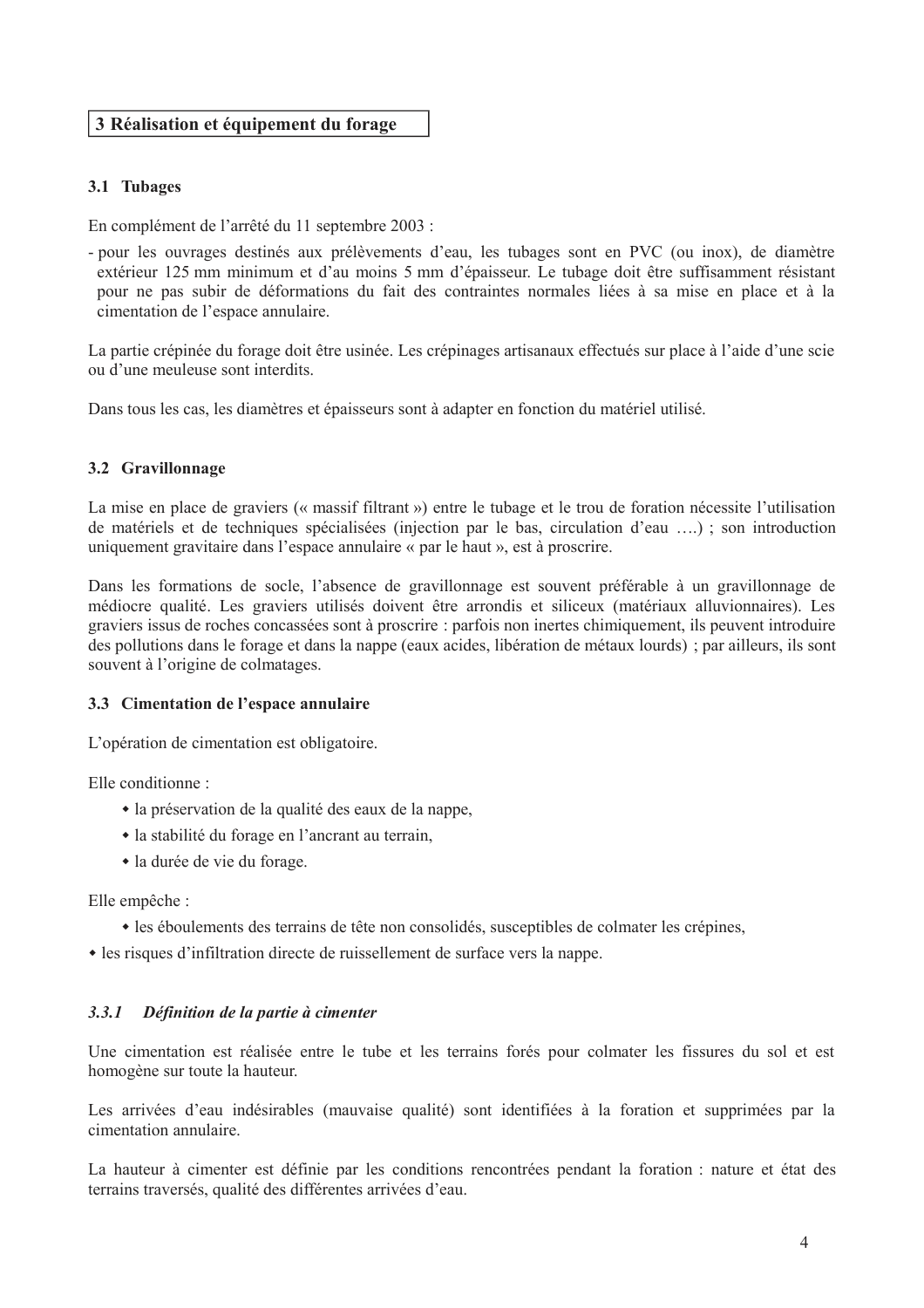## 3 Réalisation et équipement du forage

### 3.1 Tubages

En complément de l'arrêté du 11 septembre 2003 :

- pour les ouvrages destinés aux prélèvements d'eau, les tubages sont en PVC (ou inox), de diamètre extérieur 125 mm minimum et d'au moins 5 mm d'épaisseur. Le tubage doit être suffisamment résistant pour ne pas subir de déformations du fait des contraintes normales liées à sa mise en place et à la cimentation de l'espace annulaire.

La partie crépinée du forage doit être usinée. Les crépinages artisanaux effectués sur place à l'aide d'une scie ou d'une meuleuse sont interdits.

Dans tous les cas, les diamètres et épaisseurs sont à adapter en fonction du matériel utilisé.

### 3.2 Gravillonnage

La mise en place de graviers (« massif filtrant ») entre le tubage et le trou de foration nécessite l'utilisation de matériels et de techniques spécialisées (injection par le bas, circulation d'eau ….) ; son introduction uniquement gravitaire dans l'espace annulaire « par le haut », est à proscrire.

Dans les formations de socle, l'absence de gravillonnage est souvent préférable à un gravillonnage de médiocre qualité. Les graviers utilisés doivent être arrondis et siliceux (matériaux alluvionnaires). Les graviers issus de roches concassées sont à proscrire : parfois non inertes chimiquement, ils peuvent introduire des pollutions dans le forage et dans la nappe (eaux acides, libération de métaux lourds) ; par ailleurs, ils sont souvent à l'origine de colmatages.

### 3.3 Cimentation de l'espace annulaire

L'opération de cimentation est obligatoire.

Elle conditionne :

- la préservation de la qualité des eaux de la nappe,
- la stabilité du forage en l'ancrant au terrain,
- la durée de vie du forage.

Elle empêche :

- les éboulements des terrains de tête non consolidés, susceptibles de colmater les crépines,
- les risques d'infiltration directe de ruissellement de surface vers la nappe.

#### *3.3.1 Définition de la partie à cimenter*

Une cimentation est réalisée entre le tube et les terrains forés pour colmater les fissures du sol et est homogène sur toute la hauteur.

Les arrivées d'eau indésirables (mauvaise qualité) sont identifiées à la foration et supprimées par la cimentation annulaire.

La hauteur à cimenter est définie par les conditions rencontrées pendant la foration : nature et état des terrains traversés, qualité des différentes arrivées d'eau.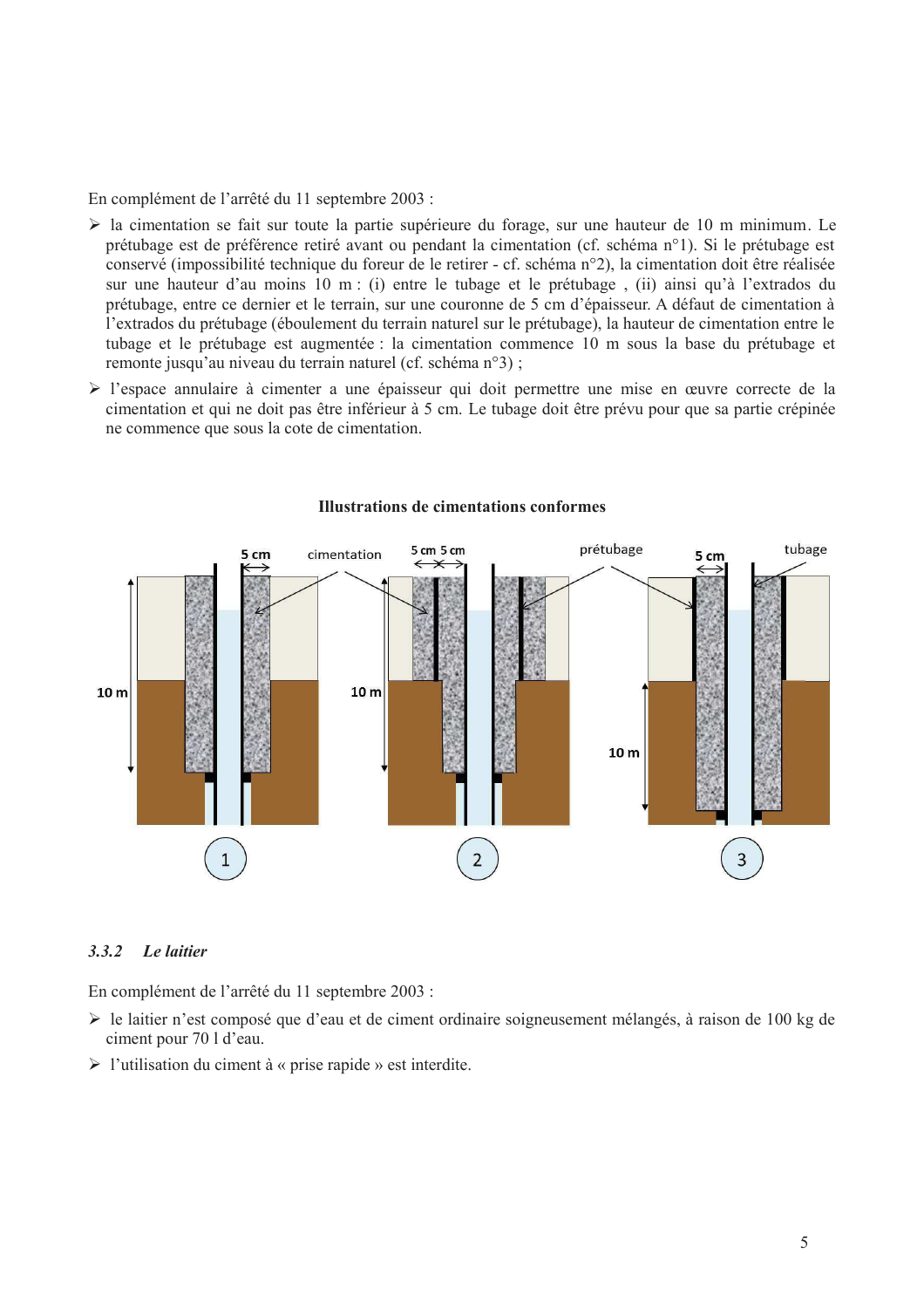En complément de l'arrêté du 11 septembre 2003 :

- la cimentation se fait sur toute la partie supérieure du forage, sur une hauteur de 10 m minimum. Le prétubage est de préférence retiré avant ou pendant la cimentation (cf. schéma n°1). Si le prétubage est conservé (impossibilité technique du foreur de le retirer - cf. schéma n°2), la cimentation doit être réalisée sur une hauteur d'au moins 10 m : (i) entre le tubage et le prétubage , (ii) ainsi qu'à l'extrados du prétubage, entre ce dernier et le terrain, sur une couronne de 5 cm d'épaisseur. A défaut de cimentation à l'extrados du prétubage (éboulement du terrain naturel sur le prétubage), la hauteur de cimentation entre le tubage et le prétubage est augmentée : la cimentation commence 10 m sous la base du prétubage et remonte jusqu'au niveau du terrain naturel (cf. schéma n°3) ;
- l'espace annulaire à cimenter a une épaisseur qui doit permettre une mise en œuvre correcte de la cimentation et qui ne doit pas être inférieur à 5 cm. Le tubage doit être prévu pour que sa partie crépinée ne commence que sous la cote de cimentation.

**Illustrations de cimentations conformes**

### 3.3.2 *Le laitier*

En complément de l'arrêté du 11 septembre 2003 :

- le laitier n'est composé que d'eau et de ciment ordinaire soigneusement mélangés, à raison de 100 kg de ciment pour 70 l d'eau.
- l'utilisation du ciment à « prise rapide » est interdite.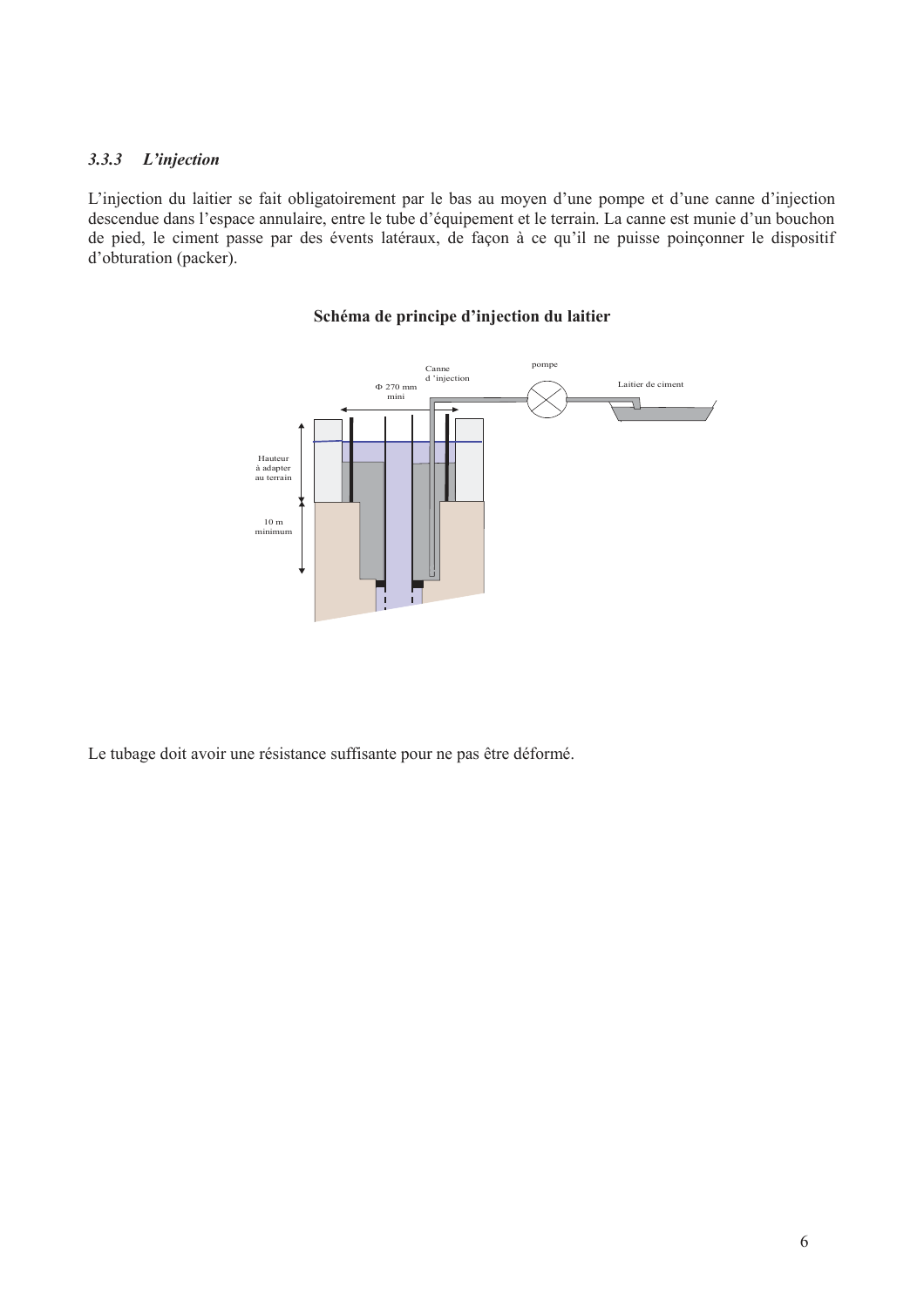### 3.3.3 *L'injection*

L'injection du laitier se fait obligatoirement par le bas au moyen d'une pompe et d'une canne d'injection descendue dans l'espace annulaire, entre le tube d'équipement et le terrain. La canne est munie d'un bouchon de pied, le ciment passe par des évents latéraux, de façon à ce qu'il ne puisse poinçonner le dispositif d'obturation (packer).

**Schéma de principe d'injection du laitier**

Canne d 'injection

pompe

Φ 270 mm mini

Laitier de ciment

Hauteur à adapter au terrain

10 m minimum

Le tubage doit avoir une résistance suffisante pour ne pas être déformé.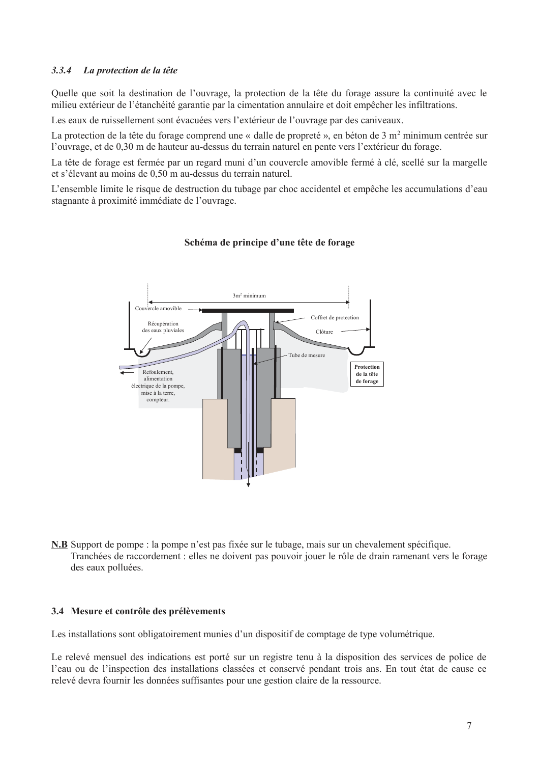### *3.3.4 La protection de la tête*

Quelle que soit la destination de l'ouvrage, la protection de la tête du forage assure la continuité avec le milieu extérieur de l'étanchéité garantie par la cimentation annulaire et doit empêcher les infiltrations.

Les eaux de ruissellement sont évacuées vers l'extérieur de l'ouvrage par des caniveaux.

La protection de la tête du forage comprend une « dalle de propreté », en béton de 3 m$^2$ minimum centrée sur l'ouvrage, et de 0,30 m de hauteur au-dessus du terrain naturel en pente vers l'extérieur du forage.

La tête de forage est fermée par un regard muni d'un couvercle amovible fermé à clé, scellé sur la margelle et s'élevant au moins de 0,50 m au-dessus du terrain naturel.

L'ensemble limite le risque de destruction du tubage par choc accidentel et empêche les accumulations d'eau stagnante à proximité immédiate de l'ouvrage.

**Schéma de principe d'une tête de forage**

3m$^2$ minimum

Couvercle amovible

Récupération des eaux pluviales

Coffret de protection

Clôture

Tube de mesure

Refoulement, alimentation électrique de la pompe, mise à la terre, compteur.

**Protection de la tête de forage**

**N.B** Support de pompe : la pompe n'est pas fixée sur le tubage, mais sur un chevalement spécifique.
Tranchées de raccordement : elles ne doivent pas pouvoir jouer le rôle de drain ramenant vers le forage des eaux polluées.

## 3.4 Mesure et contrôle des prélèvements

Les installations sont obligatoirement munies d'un dispositif de comptage de type volumétrique.

Le relevé mensuel des indications est porté sur un registre tenu à la disposition des services de police de l'eau ou de l'inspection des installations classées et conservé pendant trois ans. En tout état de cause ce relevé devra fournir les données suffisantes pour une gestion claire de la ressource.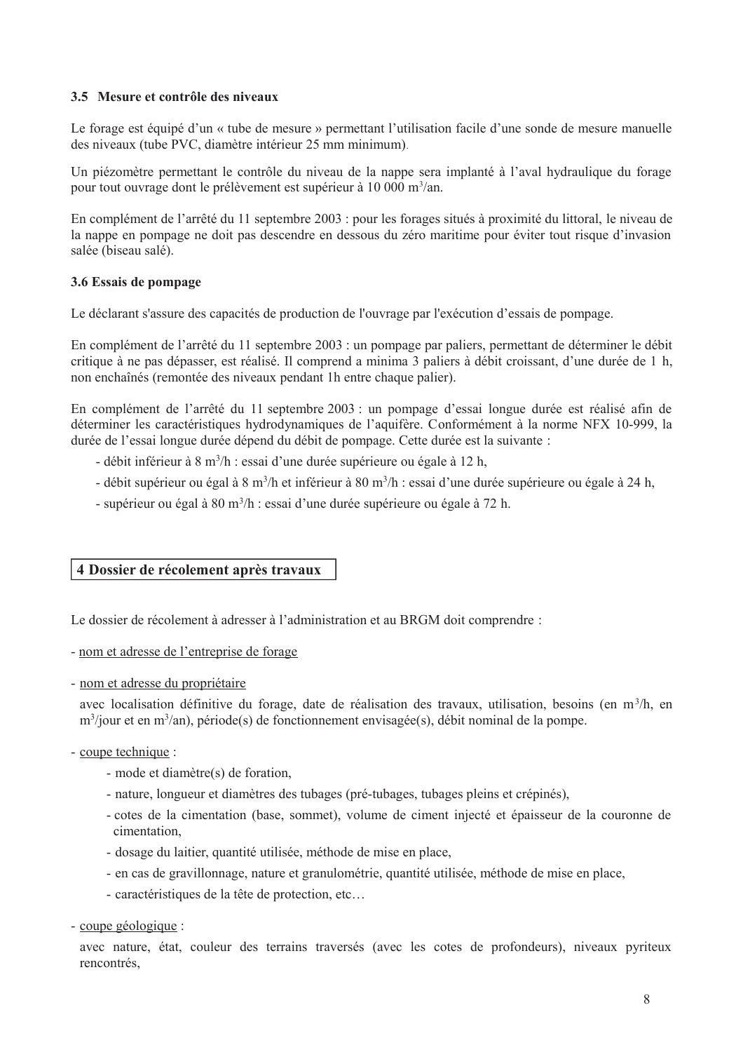### 3.5 Mesure et contrôle des niveaux

Le forage est équipé d'un « tube de mesure » permettant l'utilisation facile d'une sonde de mesure manuelle des niveaux (tube PVC, diamètre intérieur 25 mm minimum).

Un piézomètre permettant le contrôle du niveau de la nappe sera implanté à l'aval hydraulique du forage pour tout ouvrage dont le prélèvement est supérieur à 10 000 $m^3$/an.

En complément de l'arrêté du 11 septembre 2003 : pour les forages situés à proximité du littoral, le niveau de la nappe en pompage ne doit pas descendre en dessous du zéro maritime pour éviter tout risque d'invasion salée (biseau salé).

### 3.6 Essais de pompage

Le déclarant s'assure des capacités de production de l'ouvrage par l'exécution d'essais de pompage.

En complément de l'arrêté du 11 septembre 2003 : un pompage par paliers, permettant de déterminer le débit critique à ne pas dépasser, est réalisé. Il comprend a minima 3 paliers à débit croissant, d'une durée de 1 h, non enchaînés (remontée des niveaux pendant 1h entre chaque palier).

En complément de l'arrêté du 11 septembre 2003 : un pompage d'essai longue durée est réalisé afin de déterminer les caractéristiques hydrodynamiques de l'aquifère. Conformément à la norme NFX 10-999, la durée de l'essai longue durée dépend du débit de pompage. Cette durée est la suivante :

- débit inférieur à 8 $m^3$/h : essai d'une durée supérieure ou égale à 12 h,
- débit supérieur ou égal à 8 $m^3$/h et inférieur à 80 $m^3$/h : essai d'une durée supérieure ou égale à 24 h,
- supérieur ou égal à 80 $m^3$/h : essai d'une durée supérieure ou égale à 72 h.

## 4 Dossier de récolement après travaux

Le dossier de récolement à adresser à l'administration et au BRGM doit comprendre :

- nom et adresse de l'entreprise de forage
- nom et adresse du propriétaire

  avec localisation définitive du forage, date de réalisation des travaux, utilisation, besoins (en $m^3$/h, en $m^3$/jour et en $m^3$/an), période(s) de fonctionnement envisagée(s), débit nominal de la pompe.

- coupe technique :
  - mode et diamètre(s) de foration,
  - nature, longueur et diamètres des tubages (pré-tubages, tubages pleins et crépinés),
  - cotes de la cimentation (base, sommet), volume de ciment injecté et épaisseur de la couronne de cimentation,
  - dosage du laitier, quantité utilisée, méthode de mise en place,
  - en cas de gravillonnage, nature et granulométrie, quantité utilisée, méthode de mise en place,
  - caractéristiques de la tête de protection, etc…

- coupe géologique :

  avec nature, état, couleur des terrains traversés (avec les cotes de profondeurs), niveaux pyriteux rencontrés,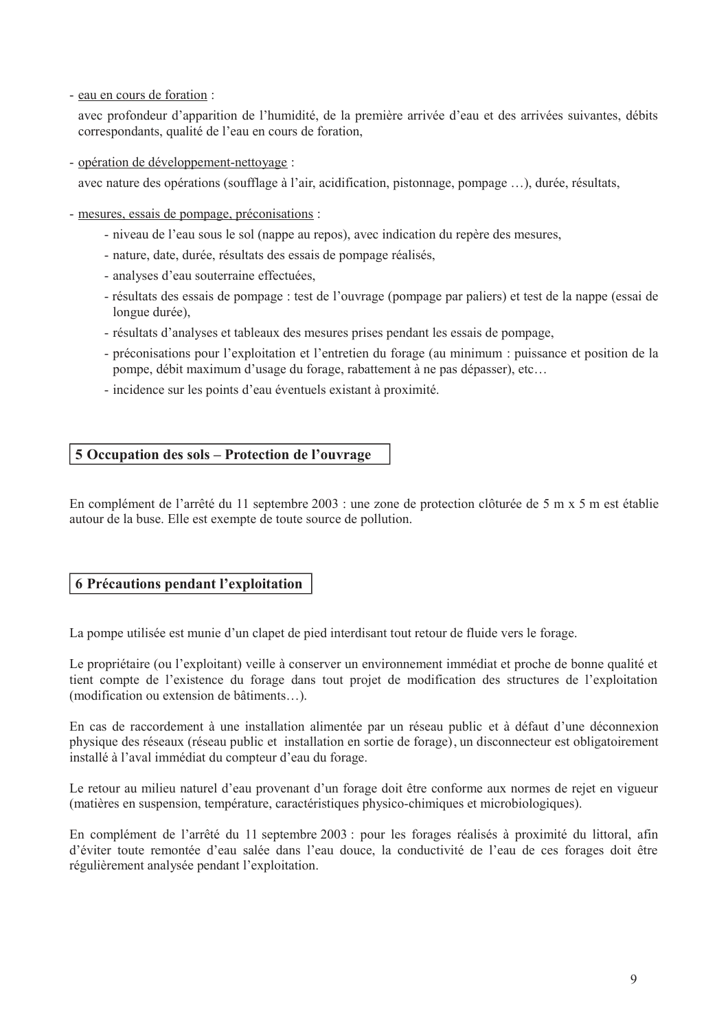- <u>eau en cours de foration</u> :

  avec profondeur d'apparition de l'humidité, de la première arrivée d'eau et des arrivées suivantes, débits correspondants, qualité de l'eau en cours de foration,

- <u>opération de développement-nettoyage</u> :

  avec nature des opérations (soufflage à l'air, acidification, pistonnage, pompage …), durée, résultats,

- <u>mesures, essais de pompage, préconisations</u> :
  - niveau de l'eau sous le sol (nappe au repos), avec indication du repère des mesures,
  - nature, date, durée, résultats des essais de pompage réalisés,
  - analyses d'eau souterraine effectuées,
  - résultats des essais de pompage : test de l'ouvrage (pompage par paliers) et test de la nappe (essai de longue durée),
  - résultats d'analyses et tableaux des mesures prises pendant les essais de pompage,
  - préconisations pour l'exploitation et l'entretien du forage (au minimum : puissance et position de la pompe, débit maximum d'usage du forage, rabattement à ne pas dépasser), etc…
  - incidence sur les points d'eau éventuels existant à proximité.

## 5 Occupation des sols – Protection de l'ouvrage

En complément de l'arrêté du 11 septembre 2003 : une zone de protection clôturée de 5 m x 5 m est établie autour de la buse. Elle est exempte de toute source de pollution.

## 6 Précautions pendant l'exploitation

La pompe utilisée est munie d'un clapet de pied interdisant tout retour de fluide vers le forage.

Le propriétaire (ou l'exploitant) veille à conserver un environnement immédiat et proche de bonne qualité et tient compte de l'existence du forage dans tout projet de modification des structures de l'exploitation (modification ou extension de bâtiments…).

En cas de raccordement à une installation alimentée par un réseau public et à défaut d'une déconnexion physique des réseaux (réseau public et installation en sortie de forage), un disconnecteur est obligatoirement installé à l'aval immédiat du compteur d'eau du forage.

Le retour au milieu naturel d'eau provenant d'un forage doit être conforme aux normes de rejet en vigueur (matières en suspension, température, caractéristiques physico-chimiques et microbiologiques).

En complément de l'arrêté du 11 septembre 2003 : pour les forages réalisés à proximité du littoral, afin d'éviter toute remontée d'eau salée dans l'eau douce, la conductivité de l'eau de ces forages doit être régulièrement analysée pendant l'exploitation.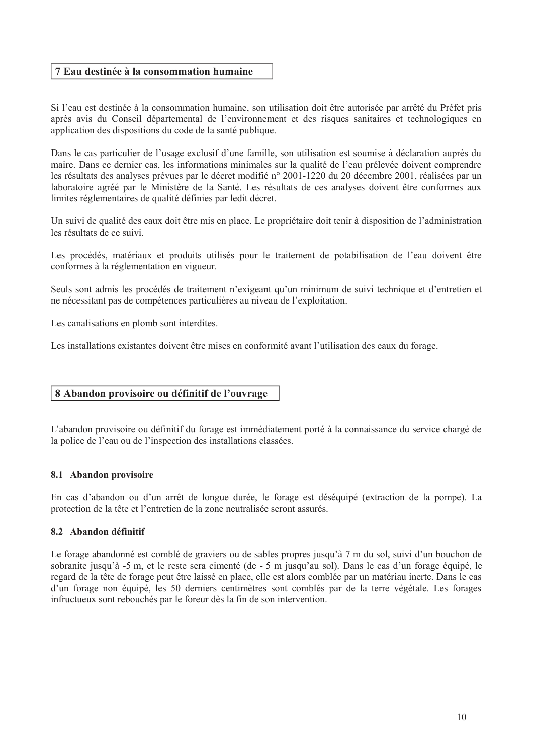## 7 Eau destinée à la consommation humaine

Si l'eau est destinée à la consommation humaine, son utilisation doit être autorisée par arrêté du Préfet pris après avis du Conseil départemental de l'environnement et des risques sanitaires et technologiques en application des dispositions du code de la santé publique.

Dans le cas particulier de l'usage exclusif d'une famille, son utilisation est soumise à déclaration auprès du maire. Dans ce dernier cas, les informations minimales sur la qualité de l'eau prélevée doivent comprendre les résultats des analyses prévues par le décret modifié n° 2001-1220 du 20 décembre 2001, réalisées par un laboratoire agréé par le Ministère de la Santé. Les résultats de ces analyses doivent être conformes aux limites réglementaires de qualité définies par ledit décret.

Un suivi de qualité des eaux doit être mis en place. Le propriétaire doit tenir à disposition de l'administration les résultats de ce suivi.

Les procédés, matériaux et produits utilisés pour le traitement de potabilisation de l'eau doivent être conformes à la réglementation en vigueur.

Seuls sont admis les procédés de traitement n'exigeant qu'un minimum de suivi technique et d'entretien et ne nécessitant pas de compétences particulières au niveau de l'exploitation.

Les canalisations en plomb sont interdites.

Les installations existantes doivent être mises en conformité avant l'utilisation des eaux du forage.

## 8 Abandon provisoire ou définitif de l'ouvrage

L'abandon provisoire ou définitif du forage est immédiatement porté à la connaissance du service chargé de la police de l'eau ou de l'inspection des installations classées.

### 8.1 Abandon provisoire

En cas d'abandon ou d'un arrêt de longue durée, le forage est déséquipé (extraction de la pompe). La protection de la tête et l'entretien de la zone neutralisée seront assurés.

### 8.2 Abandon définitif

Le forage abandonné est comblé de graviers ou de sables propres jusqu'à 7 m du sol, suivi d'un bouchon de sobranite jusqu'à -5 m, et le reste sera cimenté (de - 5 m jusqu'au sol). Dans le cas d'un forage équipé, le regard de la tête de forage peut être laissé en place, elle est alors comblée par un matériau inerte. Dans le cas d'un forage non équipé, les 50 derniers centimètres sont comblés par de la terre végétale. Les forages infructueux sont rebouchés par le foreur dès la fin de son intervention.